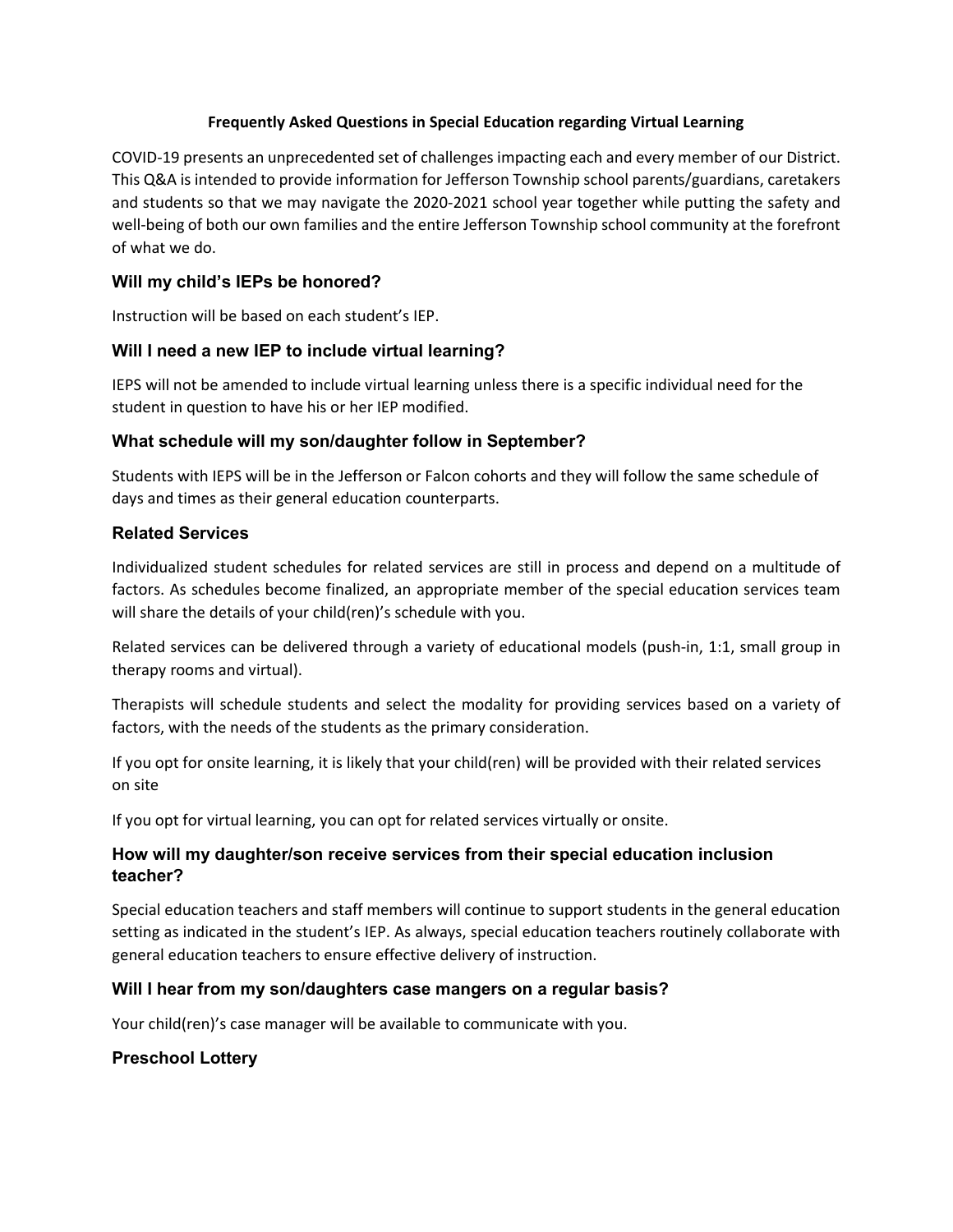**Frequently Asked Questions in Special Education regarding Virtual Learning**

COVID-19 presents an unprecedented set of challenges impacting each and every member of our District. This Q&A is intended to provide information for Jefferson Township school parents/guardians, caretakers and students so that we may navigate the 2020-2021 school year together while putting the safety and well-being of both our own families and the entire Jefferson Township school community at the forefront of what we do.

### Will my child's IEPs be honored?

Instruction will be based on each student's IEP.

### Will I need a new IEP to include virtual learning?

IEPS will not be amended to include virtual learning unless there is a specific individual need for the student in question to have his or her IEP modified.

### What schedule will my son/daughter follow in September?

Students with IEPS will be in the Jefferson or Falcon cohorts and they will follow the same schedule of days and times as their general education counterparts.

### Related Services

Individualized student schedules for related services are still in process and depend on a multitude of factors. As schedules become finalized, an appropriate member of the special education services team will share the details of your child(ren)'s schedule with you.

Related services can be delivered through a variety of educational models (push-in, 1:1, small group in therapy rooms and virtual).

Therapists will schedule students and select the modality for providing services based on a variety of factors, with the needs of the students as the primary consideration.

If you opt for onsite learning, it is likely that your child(ren) will be provided with their related services on site

If you opt for virtual learning, you can opt for related services virtually or onsite.

### How will my daughter/son receive services from their special education inclusion teacher?

Special education teachers and staff members will continue to support students in the general education setting as indicated in the student's IEP. As always, special education teachers routinely collaborate with general education teachers to ensure effective delivery of instruction.

### Will I hear from my son/daughters case mangers on a regular basis?

Your child(ren)'s case manager will be available to communicate with you.

### Preschool Lottery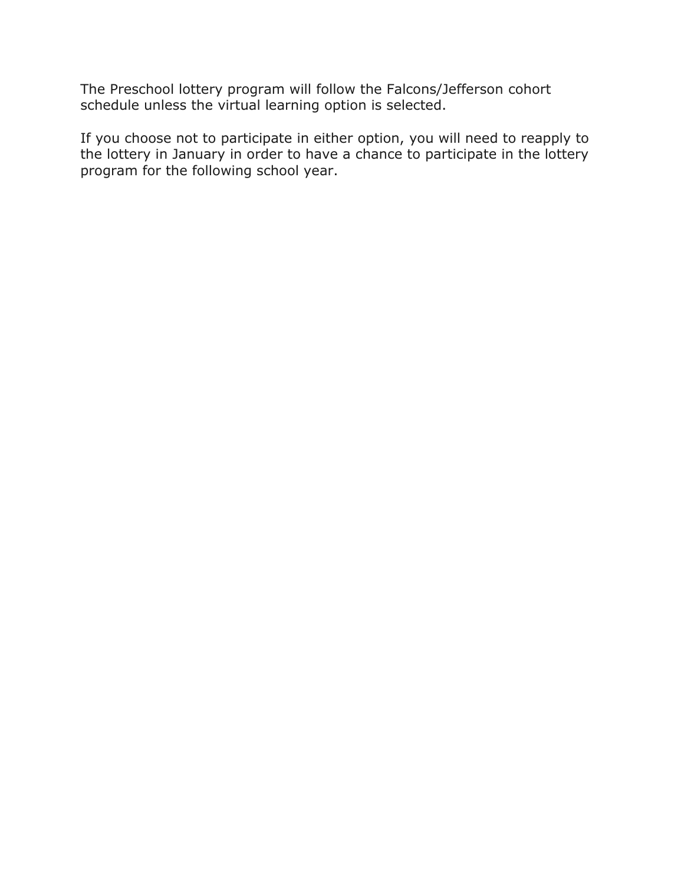The Preschool lottery program will follow the Falcons/Jefferson cohort schedule unless the virtual learning option is selected.

If you choose not to participate in either option, you will need to reapply to the lottery in January in order to have a chance to participate in the lottery program for the following school year.